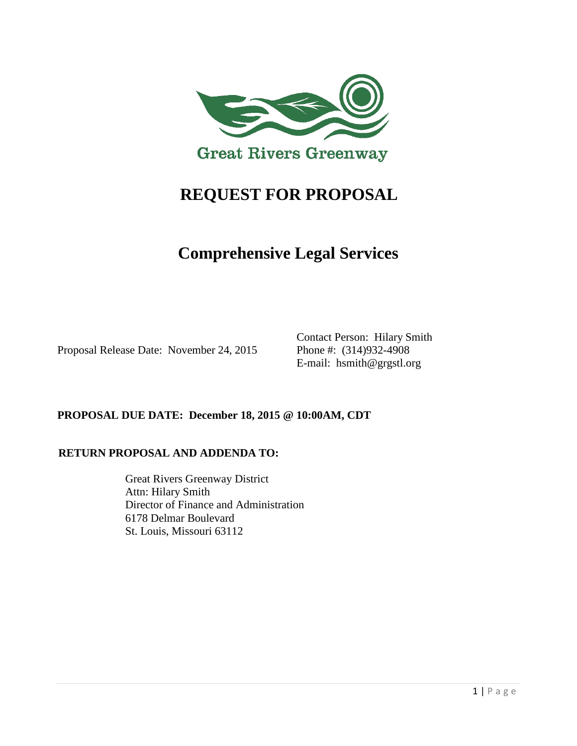Great Rivers Greenway

# REQUEST FOR PROPOSAL

# Comprehensive Legal Services

Proposal Release Date: November 24, 2015

Contact Person: Hilary Smith
Phone #: (314)932-4908
E-mail: hsmith@grgstl.org

**PROPOSAL DUE DATE: December 18, 2015 @ 10:00AM, CDT**

**RETURN PROPOSAL AND ADDENDA TO:**

Great Rivers Greenway District
Attn: Hilary Smith
Director of Finance and Administration
6178 Delmar Boulevard
St. Louis, Missouri 63112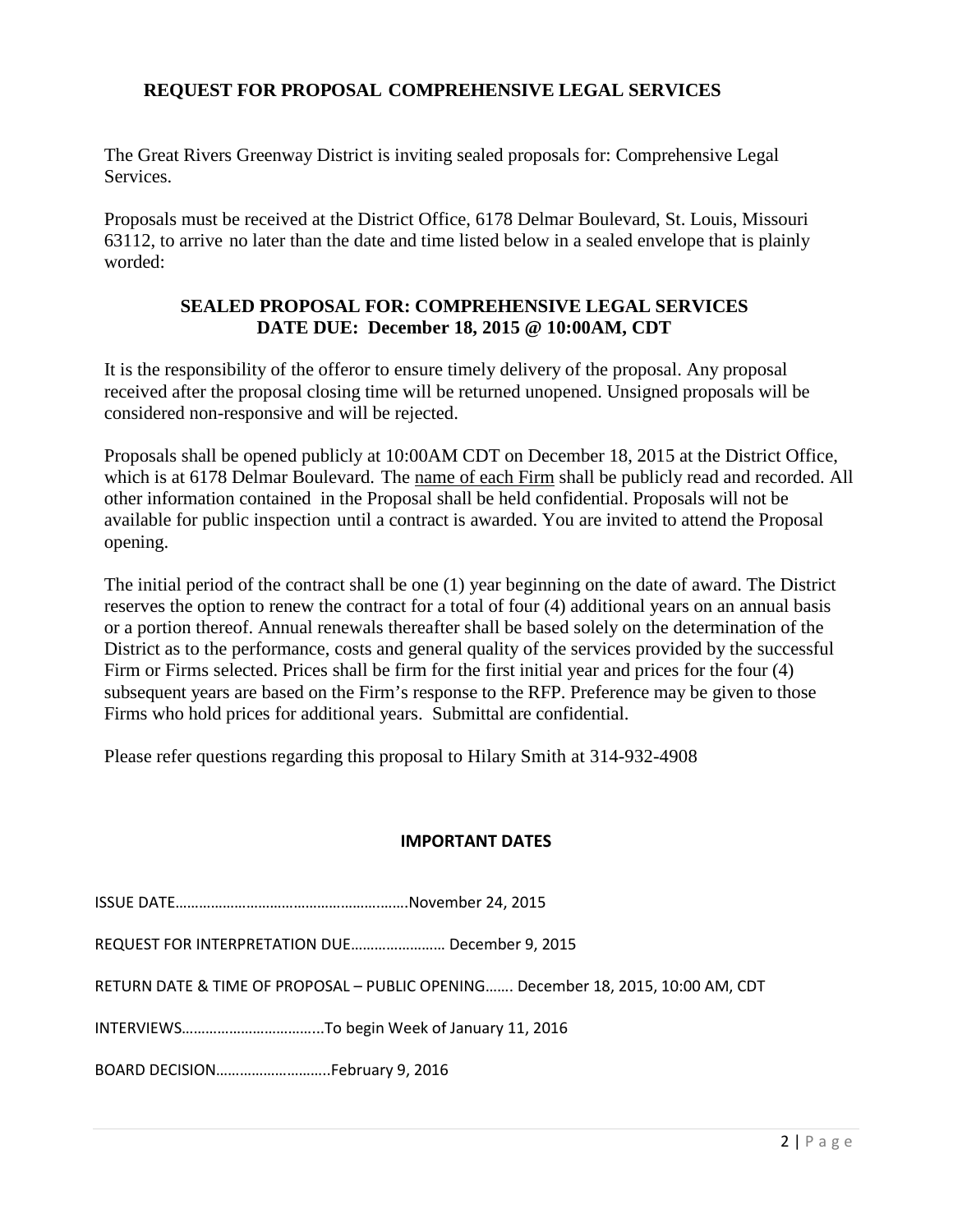## REQUEST FOR PROPOSAL COMPREHENSIVE LEGAL SERVICES

The Great Rivers Greenway District is inviting sealed proposals for: Comprehensive Legal Services.

Proposals must be received at the District Office, 6178 Delmar Boulevard, St. Louis, Missouri 63112, to arrive no later than the date and time listed below in a sealed envelope that is plainly worded:

**SEALED PROPOSAL FOR: COMPREHENSIVE LEGAL SERVICES**
**DATE DUE: December 18, 2015 @ 10:00AM, CDT**

It is the responsibility of the offeror to ensure timely delivery of the proposal. Any proposal received after the proposal closing time will be returned unopened. Unsigned proposals will be considered non-responsive and will be rejected.

Proposals shall be opened publicly at 10:00AM CDT on December 18, 2015 at the District Office, which is at 6178 Delmar Boulevard. The name of each Firm shall be publicly read and recorded. All other information contained in the Proposal shall be held confidential. Proposals will not be available for public inspection until a contract is awarded. You are invited to attend the Proposal opening.

The initial period of the contract shall be one (1) year beginning on the date of award. The District reserves the option to renew the contract for a total of four (4) additional years on an annual basis or a portion thereof. Annual renewals thereafter shall be based solely on the determination of the District as to the performance, costs and general quality of the services provided by the successful Firm or Firms selected. Prices shall be firm for the first initial year and prices for the four (4) subsequent years are based on the Firm's response to the RFP. Preference may be given to those Firms who hold prices for additional years. Submittal are confidential.

Please refer questions regarding this proposal to Hilary Smith at 314-932-4908

### IMPORTANT DATES

ISSUE DATE……………………………………………….November 24, 2015

REQUEST FOR INTERPRETATION DUE…………………… December 9, 2015

RETURN DATE & TIME OF PROPOSAL – PUBLIC OPENING……. December 18, 2015, 10:00 AM, CDT

INTERVIEWS……………………………...To begin Week of January 11, 2016

BOARD DECISION………………………..February 9, 2016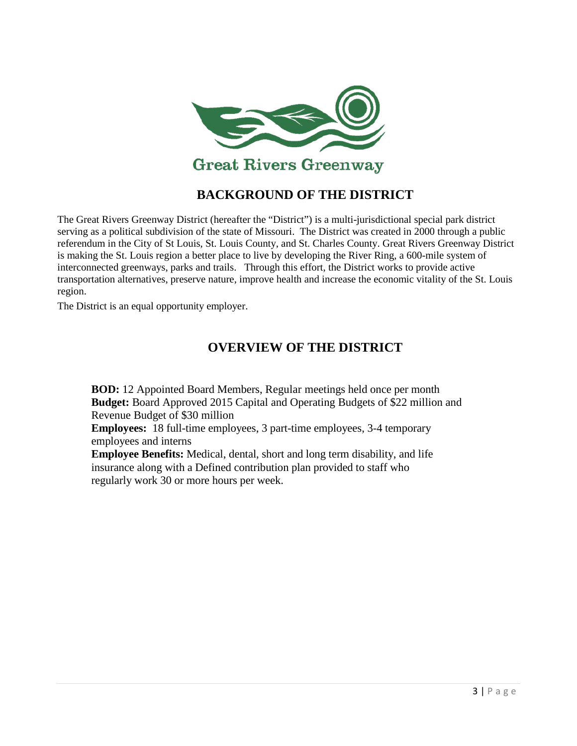Great Rivers Greenway

## BACKGROUND OF THE DISTRICT

The Great Rivers Greenway District (hereafter the "District") is a multi-jurisdictional special park district serving as a political subdivision of the state of Missouri. The District was created in 2000 through a public referendum in the City of St Louis, St. Louis County, and St. Charles County. Great Rivers Greenway District is making the St. Louis region a better place to live by developing the River Ring, a 600-mile system of interconnected greenways, parks and trails. Through this effort, the District works to provide active transportation alternatives, preserve nature, improve health and increase the economic vitality of the St. Louis region.

The District is an equal opportunity employer.

## OVERVIEW OF THE DISTRICT

**BOD:** 12 Appointed Board Members, Regular meetings held once per month
**Budget:** Board Approved 2015 Capital and Operating Budgets of $22 million and Revenue Budget of $30 million
**Employees:** 18 full-time employees, 3 part-time employees, 3-4 temporary employees and interns
**Employee Benefits:** Medical, dental, short and long term disability, and life insurance along with a Defined contribution plan provided to staff who regularly work 30 or more hours per week.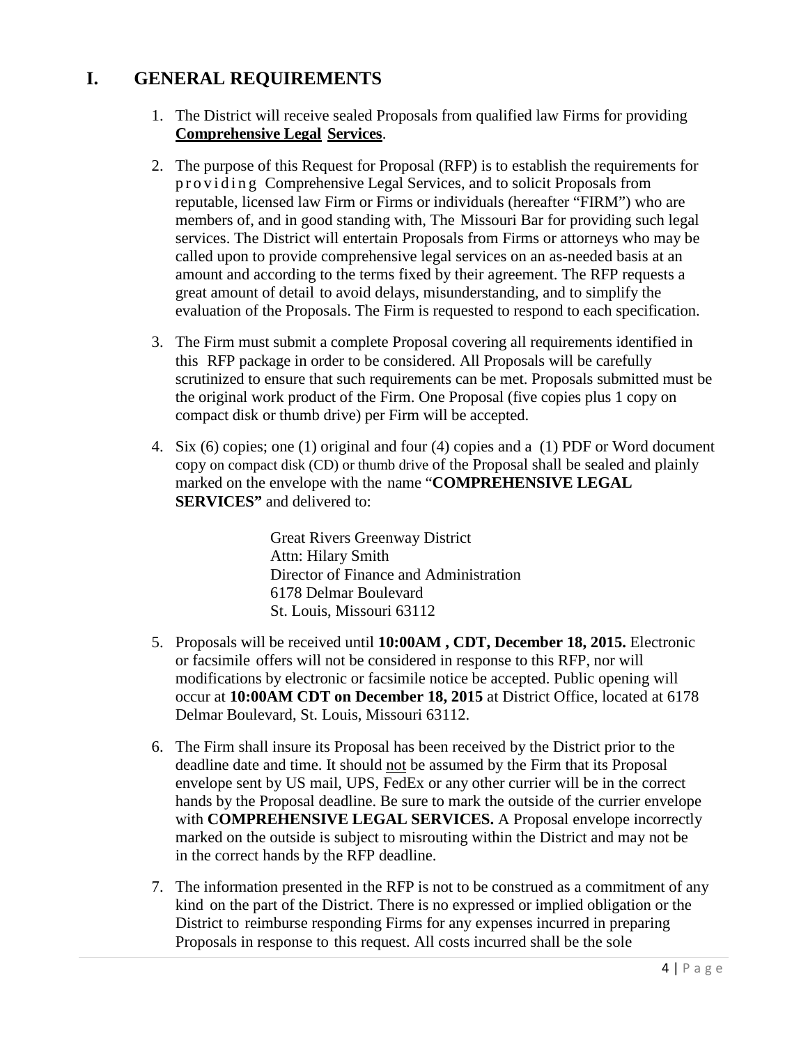# I. GENERAL REQUIREMENTS

1. The District will receive sealed Proposals from qualified law Firms for providing **<u>Comprehensive Legal Services</u>**.

2. The purpose of this Request for Proposal (RFP) is to establish the requirements for providing Comprehensive Legal Services, and to solicit Proposals from reputable, licensed law Firm or Firms or individuals (hereafter "FIRM") who are members of, and in good standing with, The Missouri Bar for providing such legal services. The District will entertain Proposals from Firms or attorneys who may be called upon to provide comprehensive legal services on an as-needed basis at an amount and according to the terms fixed by their agreement. The RFP requests a great amount of detail to avoid delays, misunderstanding, and to simplify the evaluation of the Proposals. The Firm is requested to respond to each specification.

3. The Firm must submit a complete Proposal covering all requirements identified in this RFP package in order to be considered. All Proposals will be carefully scrutinized to ensure that such requirements can be met. Proposals submitted must be the original work product of the Firm. One Proposal (five copies plus 1 copy on compact disk or thumb drive) per Firm will be accepted.

4. Six (6) copies; one (1) original and four (4) copies and a (1) PDF or Word document copy on compact disk (CD) or thumb drive of the Proposal shall be sealed and plainly marked on the envelope with the name "**COMPREHENSIVE LEGAL SERVICES"** and delivered to:

   Great Rivers Greenway District
   Attn: Hilary Smith
   Director of Finance and Administration
   6178 Delmar Boulevard
   St. Louis, Missouri 63112

5. Proposals will be received until **10:00AM , CDT, December 18, 2015.** Electronic or facsimile offers will not be considered in response to this RFP, nor will modifications by electronic or facsimile notice be accepted. Public opening will occur at **10:00AM CDT on December 18, 2015** at District Office, located at 6178 Delmar Boulevard, St. Louis, Missouri 63112.

6. The Firm shall insure its Proposal has been received by the District prior to the deadline date and time. It should <u>not</u> be assumed by the Firm that its Proposal envelope sent by US mail, UPS, FedEx or any other currier will be in the correct hands by the Proposal deadline. Be sure to mark the outside of the currier envelope with **COMPREHENSIVE LEGAL SERVICES.** A Proposal envelope incorrectly marked on the outside is subject to misrouting within the District and may not be in the correct hands by the RFP deadline.

7. The information presented in the RFP is not to be construed as a commitment of any kind on the part of the District. There is no expressed or implied obligation or the District to reimburse responding Firms for any expenses incurred in preparing Proposals in response to this request. All costs incurred shall be the sole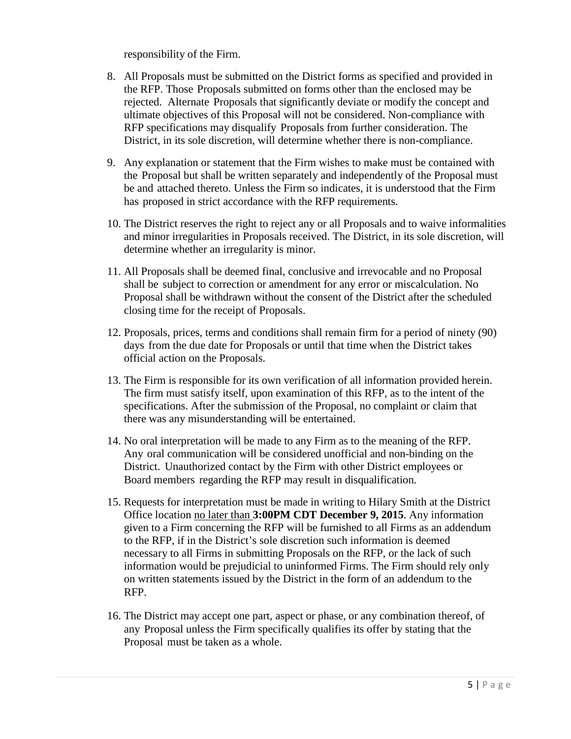responsibility of the Firm.

8. All Proposals must be submitted on the District forms as specified and provided in the RFP. Those Proposals submitted on forms other than the enclosed may be rejected. Alternate Proposals that significantly deviate or modify the concept and ultimate objectives of this Proposal will not be considered. Non-compliance with RFP specifications may disqualify Proposals from further consideration. The District, in its sole discretion, will determine whether there is non-compliance.

9. Any explanation or statement that the Firm wishes to make must be contained with the Proposal but shall be written separately and independently of the Proposal must be and attached thereto. Unless the Firm so indicates, it is understood that the Firm has proposed in strict accordance with the RFP requirements.

10. The District reserves the right to reject any or all Proposals and to waive informalities and minor irregularities in Proposals received. The District, in its sole discretion, will determine whether an irregularity is minor.

11. All Proposals shall be deemed final, conclusive and irrevocable and no Proposal shall be subject to correction or amendment for any error or miscalculation. No Proposal shall be withdrawn without the consent of the District after the scheduled closing time for the receipt of Proposals.

12. Proposals, prices, terms and conditions shall remain firm for a period of ninety (90) days from the due date for Proposals or until that time when the District takes official action on the Proposals.

13. The Firm is responsible for its own verification of all information provided herein. The firm must satisfy itself, upon examination of this RFP, as to the intent of the specifications. After the submission of the Proposal, no complaint or claim that there was any misunderstanding will be entertained.

14. No oral interpretation will be made to any Firm as to the meaning of the RFP. Any oral communication will be considered unofficial and non-binding on the District. Unauthorized contact by the Firm with other District employees or Board members regarding the RFP may result in disqualification.

15. Requests for interpretation must be made in writing to Hilary Smith at the District Office location no later than **3:00PM CDT December 9, 2015**. Any information given to a Firm concerning the RFP will be furnished to all Firms as an addendum to the RFP, if in the District's sole discretion such information is deemed necessary to all Firms in submitting Proposals on the RFP, or the lack of such information would be prejudicial to uninformed Firms. The Firm should rely only on written statements issued by the District in the form of an addendum to the RFP.

16. The District may accept one part, aspect or phase, or any combination thereof, of any Proposal unless the Firm specifically qualifies its offer by stating that the Proposal must be taken as a whole.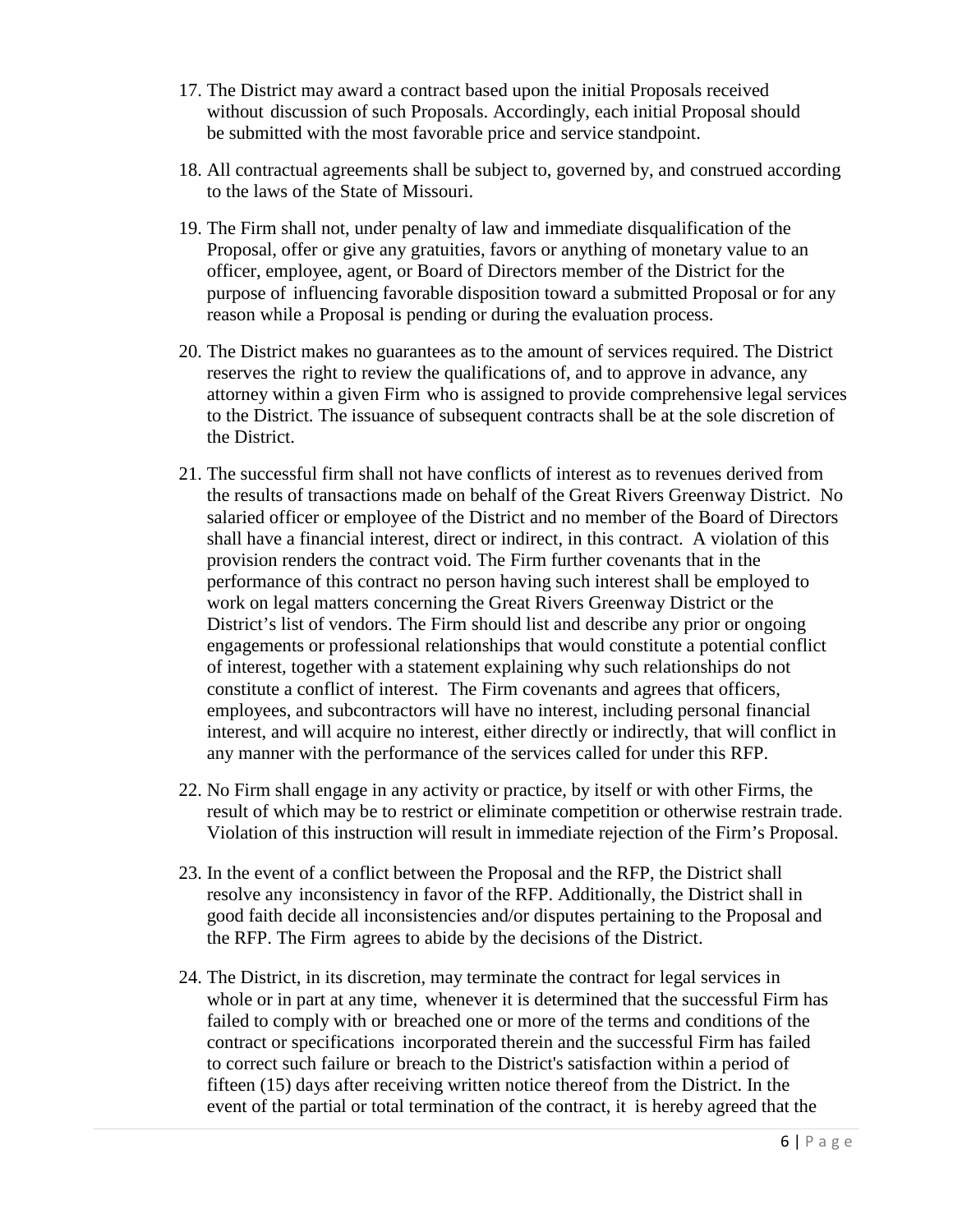17. The District may award a contract based upon the initial Proposals received without discussion of such Proposals. Accordingly, each initial Proposal should be submitted with the most favorable price and service standpoint.

18. All contractual agreements shall be subject to, governed by, and construed according to the laws of the State of Missouri.

19. The Firm shall not, under penalty of law and immediate disqualification of the Proposal, offer or give any gratuities, favors or anything of monetary value to an officer, employee, agent, or Board of Directors member of the District for the purpose of influencing favorable disposition toward a submitted Proposal or for any reason while a Proposal is pending or during the evaluation process.

20. The District makes no guarantees as to the amount of services required. The District reserves the right to review the qualifications of, and to approve in advance, any attorney within a given Firm who is assigned to provide comprehensive legal services to the District. The issuance of subsequent contracts shall be at the sole discretion of the District.

21. The successful firm shall not have conflicts of interest as to revenues derived from the results of transactions made on behalf of the Great Rivers Greenway District. No salaried officer or employee of the District and no member of the Board of Directors shall have a financial interest, direct or indirect, in this contract. A violation of this provision renders the contract void. The Firm further covenants that in the performance of this contract no person having such interest shall be employed to work on legal matters concerning the Great Rivers Greenway District or the District's list of vendors. The Firm should list and describe any prior or ongoing engagements or professional relationships that would constitute a potential conflict of interest, together with a statement explaining why such relationships do not constitute a conflict of interest. The Firm covenants and agrees that officers, employees, and subcontractors will have no interest, including personal financial interest, and will acquire no interest, either directly or indirectly, that will conflict in any manner with the performance of the services called for under this RFP.

22. No Firm shall engage in any activity or practice, by itself or with other Firms, the result of which may be to restrict or eliminate competition or otherwise restrain trade. Violation of this instruction will result in immediate rejection of the Firm's Proposal.

23. In the event of a conflict between the Proposal and the RFP, the District shall resolve any inconsistency in favor of the RFP. Additionally, the District shall in good faith decide all inconsistencies and/or disputes pertaining to the Proposal and the RFP. The Firm agrees to abide by the decisions of the District.

24. The District, in its discretion, may terminate the contract for legal services in whole or in part at any time, whenever it is determined that the successful Firm has failed to comply with or breached one or more of the terms and conditions of the contract or specifications incorporated therein and the successful Firm has failed to correct such failure or breach to the District's satisfaction within a period of fifteen (15) days after receiving written notice thereof from the District. In the event of the partial or total termination of the contract, it is hereby agreed that the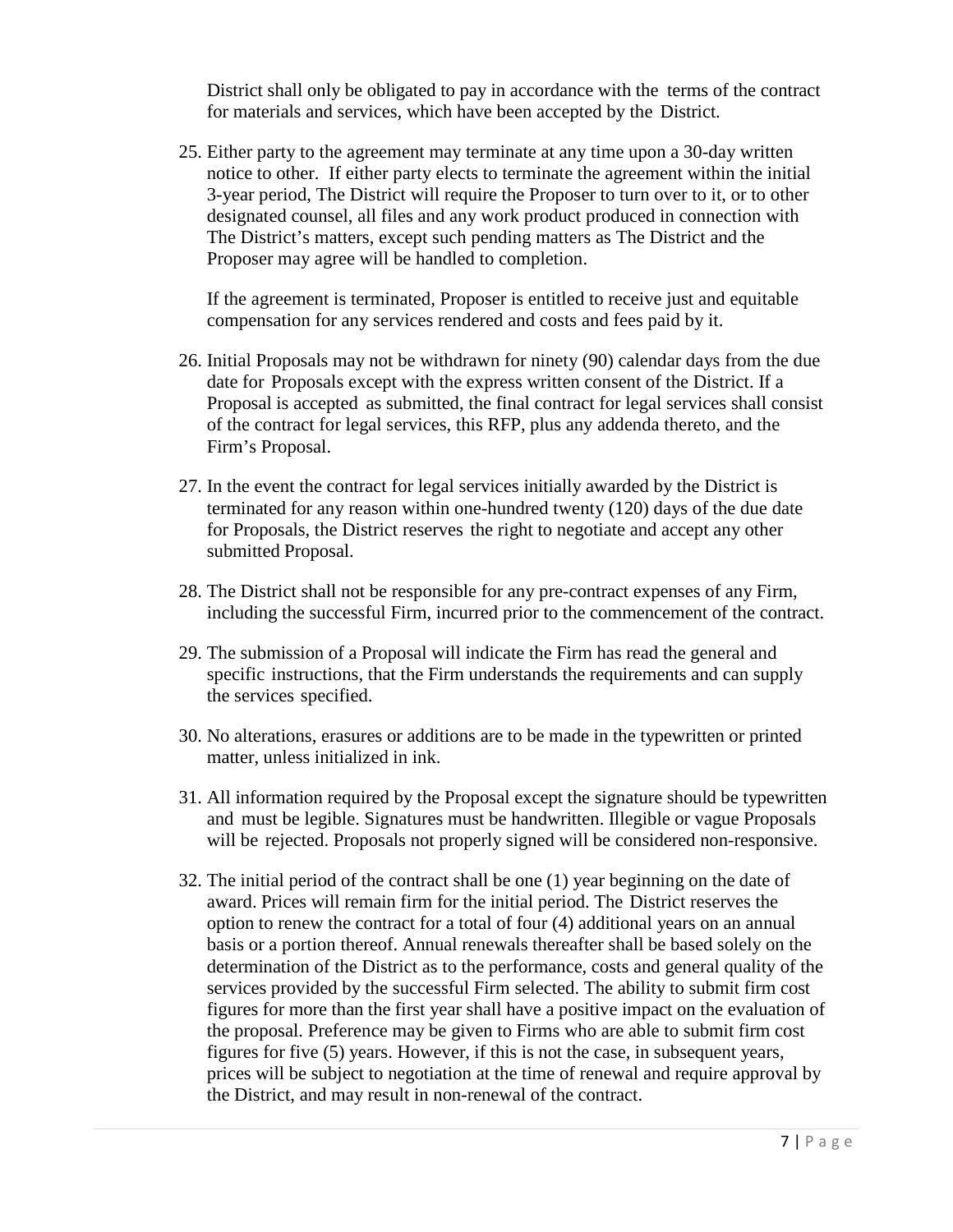District shall only be obligated to pay in accordance with the terms of the contract for materials and services, which have been accepted by the District.

25. Either party to the agreement may terminate at any time upon a 30-day written notice to other. If either party elects to terminate the agreement within the initial 3-year period, The District will require the Proposer to turn over to it, or to other designated counsel, all files and any work product produced in connection with The District's matters, except such pending matters as The District and the Proposer may agree will be handled to completion.

    If the agreement is terminated, Proposer is entitled to receive just and equitable compensation for any services rendered and costs and fees paid by it.

26. Initial Proposals may not be withdrawn for ninety (90) calendar days from the due date for Proposals except with the express written consent of the District. If a Proposal is accepted as submitted, the final contract for legal services shall consist of the contract for legal services, this RFP, plus any addenda thereto, and the Firm's Proposal.

27. In the event the contract for legal services initially awarded by the District is terminated for any reason within one-hundred twenty (120) days of the due date for Proposals, the District reserves the right to negotiate and accept any other submitted Proposal.

28. The District shall not be responsible for any pre-contract expenses of any Firm, including the successful Firm, incurred prior to the commencement of the contract.

29. The submission of a Proposal will indicate the Firm has read the general and specific instructions, that the Firm understands the requirements and can supply the services specified.

30. No alterations, erasures or additions are to be made in the typewritten or printed matter, unless initialized in ink.

31. All information required by the Proposal except the signature should be typewritten and must be legible. Signatures must be handwritten. Illegible or vague Proposals will be rejected. Proposals not properly signed will be considered non-responsive.

32. The initial period of the contract shall be one (1) year beginning on the date of award. Prices will remain firm for the initial period. The District reserves the option to renew the contract for a total of four (4) additional years on an annual basis or a portion thereof. Annual renewals thereafter shall be based solely on the determination of the District as to the performance, costs and general quality of the services provided by the successful Firm selected. The ability to submit firm cost figures for more than the first year shall have a positive impact on the evaluation of the proposal. Preference may be given to Firms who are able to submit firm cost figures for five (5) years. However, if this is not the case, in subsequent years, prices will be subject to negotiation at the time of renewal and require approval by the District, and may result in non-renewal of the contract.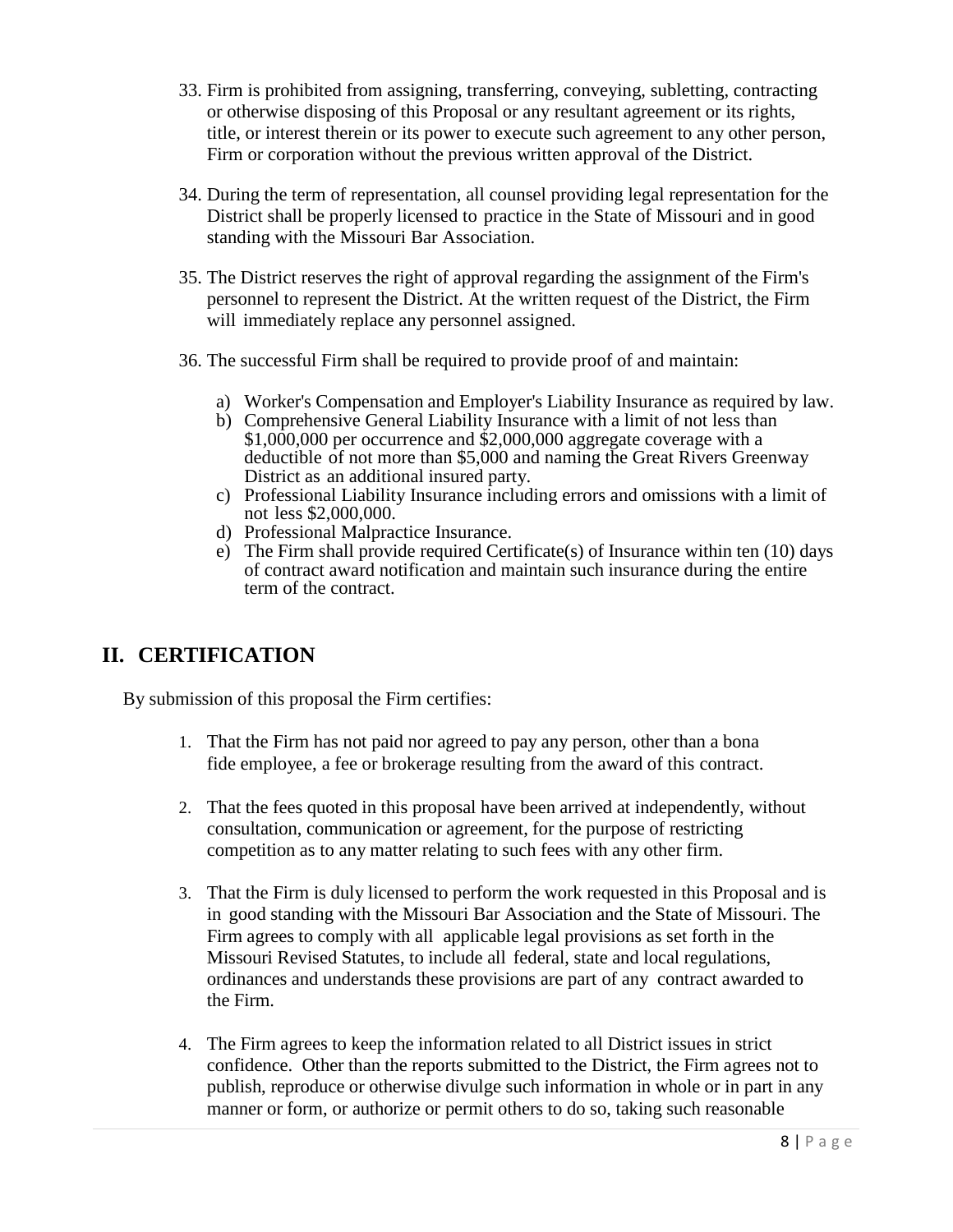33. Firm is prohibited from assigning, transferring, conveying, subletting, contracting or otherwise disposing of this Proposal or any resultant agreement or its rights, title, or interest therein or its power to execute such agreement to any other person, Firm or corporation without the previous written approval of the District.

34. During the term of representation, all counsel providing legal representation for the District shall be properly licensed to practice in the State of Missouri and in good standing with the Missouri Bar Association.

35. The District reserves the right of approval regarding the assignment of the Firm's personnel to represent the District. At the written request of the District, the Firm will immediately replace any personnel assigned.

36. The successful Firm shall be required to provide proof of and maintain:

    a) Worker's Compensation and Employer's Liability Insurance as required by law.
    b) Comprehensive General Liability Insurance with a limit of not less than $1,000,000 per occurrence and $2,000,000 aggregate coverage with a deductible of not more than $5,000 and naming the Great Rivers Greenway District as an additional insured party.
    c) Professional Liability Insurance including errors and omissions with a limit of not less $2,000,000.
    d) Professional Malpractice Insurance.
    e) The Firm shall provide required Certificate(s) of Insurance within ten (10) days of contract award notification and maintain such insurance during the entire term of the contract.

## II. CERTIFICATION

By submission of this proposal the Firm certifies:

1. That the Firm has not paid nor agreed to pay any person, other than a bona fide employee, a fee or brokerage resulting from the award of this contract.

2. That the fees quoted in this proposal have been arrived at independently, without consultation, communication or agreement, for the purpose of restricting competition as to any matter relating to such fees with any other firm.

3. That the Firm is duly licensed to perform the work requested in this Proposal and is in good standing with the Missouri Bar Association and the State of Missouri. The Firm agrees to comply with all applicable legal provisions as set forth in the Missouri Revised Statutes, to include all federal, state and local regulations, ordinances and understands these provisions are part of any contract awarded to the Firm.

4. The Firm agrees to keep the information related to all District issues in strict confidence. Other than the reports submitted to the District, the Firm agrees not to publish, reproduce or otherwise divulge such information in whole or in part in any manner or form, or authorize or permit others to do so, taking such reasonable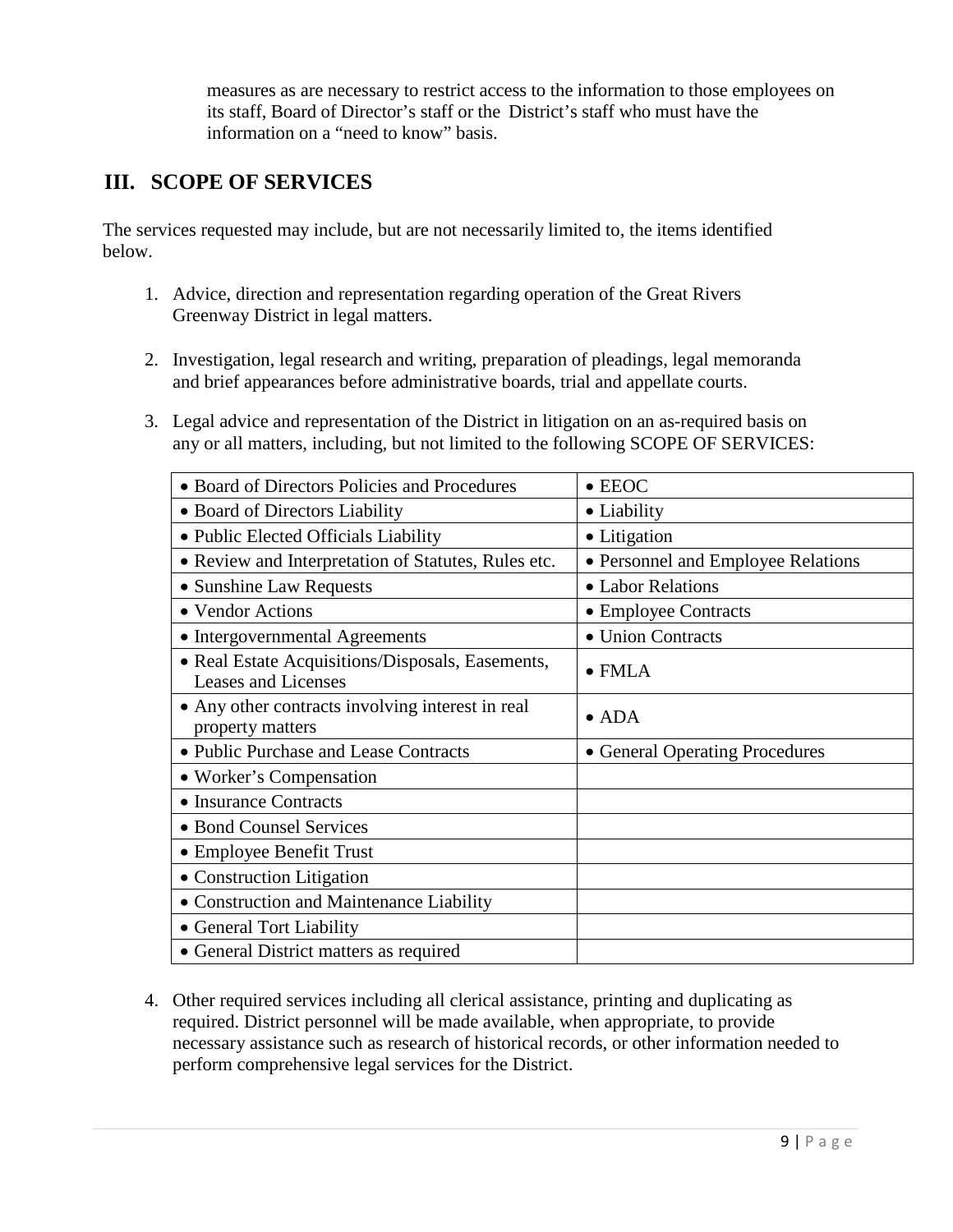measures as are necessary to restrict access to the information to those employees on its staff, Board of Director's staff or the District's staff who must have the information on a "need to know" basis.

## III. SCOPE OF SERVICES

The services requested may include, but are not necessarily limited to, the items identified below.

1. Advice, direction and representation regarding operation of the Great Rivers Greenway District in legal matters.

2. Investigation, legal research and writing, preparation of pleadings, legal memoranda and brief appearances before administrative boards, trial and appellate courts.

3. Legal advice and representation of the District in litigation on an as-required basis on any or all matters, including, but not limited to the following SCOPE OF SERVICES:

| | |
|---|---|
| • Board of Directors Policies and Procedures | • EEOC |
| • Board of Directors Liability | • Liability |
| • Public Elected Officials Liability | • Litigation |
| • Review and Interpretation of Statutes, Rules etc. | • Personnel and Employee Relations |
| • Sunshine Law Requests | • Labor Relations |
| • Vendor Actions | • Employee Contracts |
| • Intergovernmental Agreements | • Union Contracts |
| • Real Estate Acquisitions/Disposals, Easements, Leases and Licenses | • FMLA |
| • Any other contracts involving interest in real property matters | • ADA |
| • Public Purchase and Lease Contracts | • General Operating Procedures |
| • Worker's Compensation | |
| • Insurance Contracts | |
| • Bond Counsel Services | |
| • Employee Benefit Trust | |
| • Construction Litigation | |
| • Construction and Maintenance Liability | |
| • General Tort Liability | |
| • General District matters as required | |

4. Other required services including all clerical assistance, printing and duplicating as required. District personnel will be made available, when appropriate, to provide necessary assistance such as research of historical records, or other information needed to perform comprehensive legal services for the District.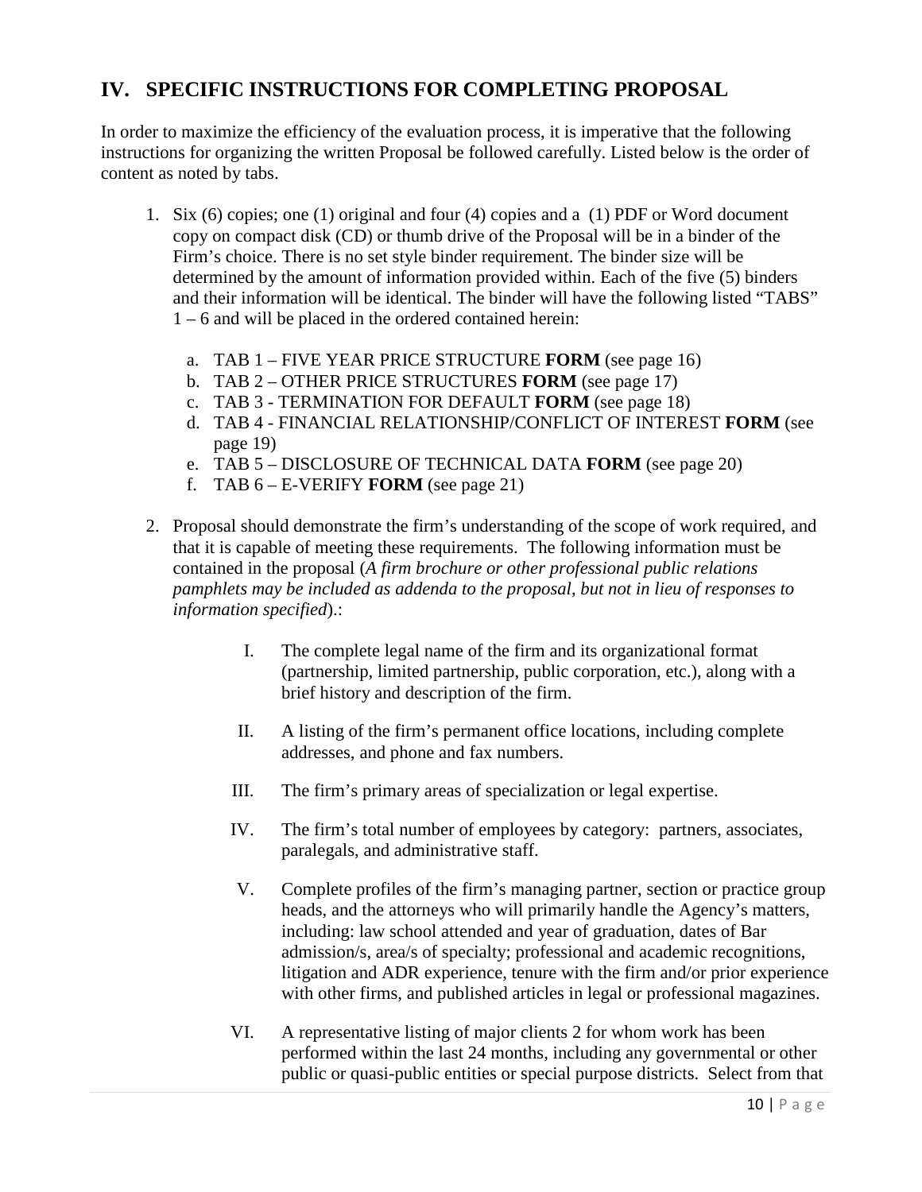## IV. SPECIFIC INSTRUCTIONS FOR COMPLETING PROPOSAL

In order to maximize the efficiency of the evaluation process, it is imperative that the following instructions for organizing the written Proposal be followed carefully. Listed below is the order of content as noted by tabs.

1. Six (6) copies; one (1) original and four (4) copies and a (1) PDF or Word document copy on compact disk (CD) or thumb drive of the Proposal will be in a binder of the Firm's choice. There is no set style binder requirement. The binder size will be determined by the amount of information provided within. Each of the five (5) binders and their information will be identical. The binder will have the following listed "TABS" 1 – 6 and will be placed in the ordered contained herein:

   a. TAB 1 – FIVE YEAR PRICE STRUCTURE **FORM** (see page 16)
   b. TAB 2 – OTHER PRICE STRUCTURES **FORM** (see page 17)
   c. TAB 3 - TERMINATION FOR DEFAULT **FORM** (see page 18)
   d. TAB 4 - FINANCIAL RELATIONSHIP/CONFLICT OF INTEREST **FORM** (see page 19)
   e. TAB 5 – DISCLOSURE OF TECHNICAL DATA **FORM** (see page 20)
   f. TAB 6 – E-VERIFY **FORM** (see page 21)

2. Proposal should demonstrate the firm's understanding of the scope of work required, and that it is capable of meeting these requirements. The following information must be contained in the proposal (*A firm brochure or other professional public relations pamphlets may be included as addenda to the proposal, but not in lieu of responses to information specified*).:

   I. The complete legal name of the firm and its organizational format (partnership, limited partnership, public corporation, etc.), along with a brief history and description of the firm.

   II. A listing of the firm's permanent office locations, including complete addresses, and phone and fax numbers.

   III. The firm's primary areas of specialization or legal expertise.

   IV. The firm's total number of employees by category: partners, associates, paralegals, and administrative staff.

   V. Complete profiles of the firm's managing partner, section or practice group heads, and the attorneys who will primarily handle the Agency's matters, including: law school attended and year of graduation, dates of Bar admission/s, area/s of specialty; professional and academic recognitions, litigation and ADR experience, tenure with the firm and/or prior experience with other firms, and published articles in legal or professional magazines.

   VI. A representative listing of major clients 2 for whom work has been performed within the last 24 months, including any governmental or other public or quasi-public entities or special purpose districts. Select from that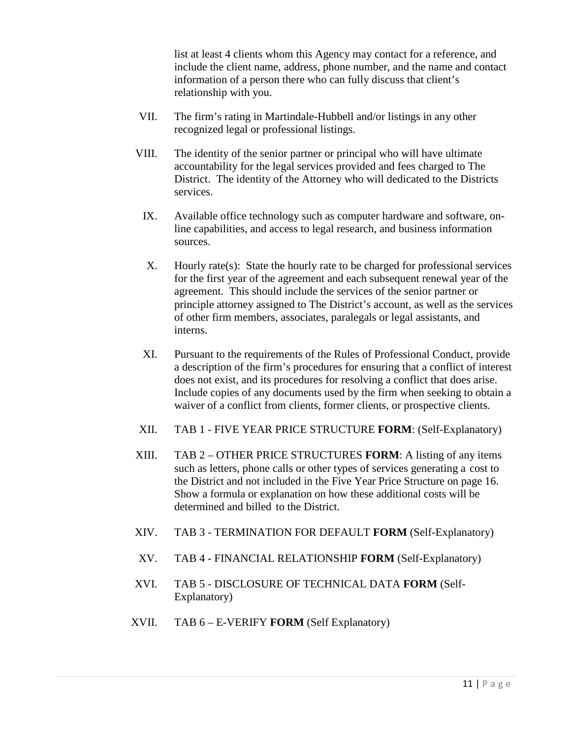list at least 4 clients whom this Agency may contact for a reference, and include the client name, address, phone number, and the name and contact information of a person there who can fully discuss that client's relationship with you.

VII. The firm's rating in Martindale-Hubbell and/or listings in any other recognized legal or professional listings.

VIII. The identity of the senior partner or principal who will have ultimate accountability for the legal services provided and fees charged to The District. The identity of the Attorney who will dedicated to the Districts services.

IX. Available office technology such as computer hardware and software, on-line capabilities, and access to legal research, and business information sources.

X. Hourly rate(s): State the hourly rate to be charged for professional services for the first year of the agreement and each subsequent renewal year of the agreement. This should include the services of the senior partner or principle attorney assigned to The District's account, as well as the services of other firm members, associates, paralegals or legal assistants, and interns.

XI. Pursuant to the requirements of the Rules of Professional Conduct, provide a description of the firm's procedures for ensuring that a conflict of interest does not exist, and its procedures for resolving a conflict that does arise. Include copies of any documents used by the firm when seeking to obtain a waiver of a conflict from clients, former clients, or prospective clients.

XII. TAB 1 - FIVE YEAR PRICE STRUCTURE **FORM**: (Self-Explanatory)

XIII. TAB 2 – OTHER PRICE STRUCTURES **FORM**: A listing of any items such as letters, phone calls or other types of services generating a cost to the District and not included in the Five Year Price Structure on page 16. Show a formula or explanation on how these additional costs will be determined and billed to the District.

XIV. TAB 3 - TERMINATION FOR DEFAULT **FORM** (Self-Explanatory)

XV. TAB 4 - FINANCIAL RELATIONSHIP **FORM** (Self-Explanatory)

XVI. TAB 5 - DISCLOSURE OF TECHNICAL DATA **FORM** (Self-Explanatory)

XVII. TAB 6 – E-VERIFY **FORM** (Self Explanatory)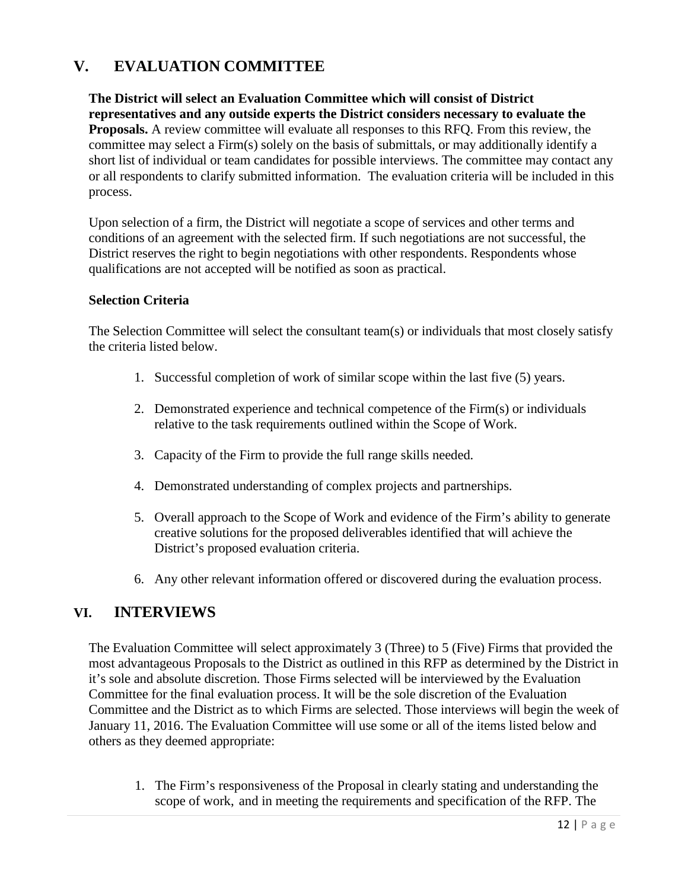## V. EVALUATION COMMITTEE

**The District will select an Evaluation Committee which will consist of District representatives and any outside experts the District considers necessary to evaluate the Proposals.** A review committee will evaluate all responses to this RFQ. From this review, the committee may select a Firm(s) solely on the basis of submittals, or may additionally identify a short list of individual or team candidates for possible interviews. The committee may contact any or all respondents to clarify submitted information. The evaluation criteria will be included in this process.

Upon selection of a firm, the District will negotiate a scope of services and other terms and conditions of an agreement with the selected firm. If such negotiations are not successful, the District reserves the right to begin negotiations with other respondents. Respondents whose qualifications are not accepted will be notified as soon as practical.

**Selection Criteria**

The Selection Committee will select the consultant team(s) or individuals that most closely satisfy the criteria listed below.

1. Successful completion of work of similar scope within the last five (5) years.
2. Demonstrated experience and technical competence of the Firm(s) or individuals relative to the task requirements outlined within the Scope of Work.
3. Capacity of the Firm to provide the full range skills needed.
4. Demonstrated understanding of complex projects and partnerships.
5. Overall approach to the Scope of Work and evidence of the Firm's ability to generate creative solutions for the proposed deliverables identified that will achieve the District's proposed evaluation criteria.
6. Any other relevant information offered or discovered during the evaluation process.

## VI. INTERVIEWS

The Evaluation Committee will select approximately 3 (Three) to 5 (Five) Firms that provided the most advantageous Proposals to the District as outlined in this RFP as determined by the District in it's sole and absolute discretion. Those Firms selected will be interviewed by the Evaluation Committee for the final evaluation process. It will be the sole discretion of the Evaluation Committee and the District as to which Firms are selected. Those interviews will begin the week of January 11, 2016. The Evaluation Committee will use some or all of the items listed below and others as they deemed appropriate:

1. The Firm's responsiveness of the Proposal in clearly stating and understanding the scope of work, and in meeting the requirements and specification of the RFP. The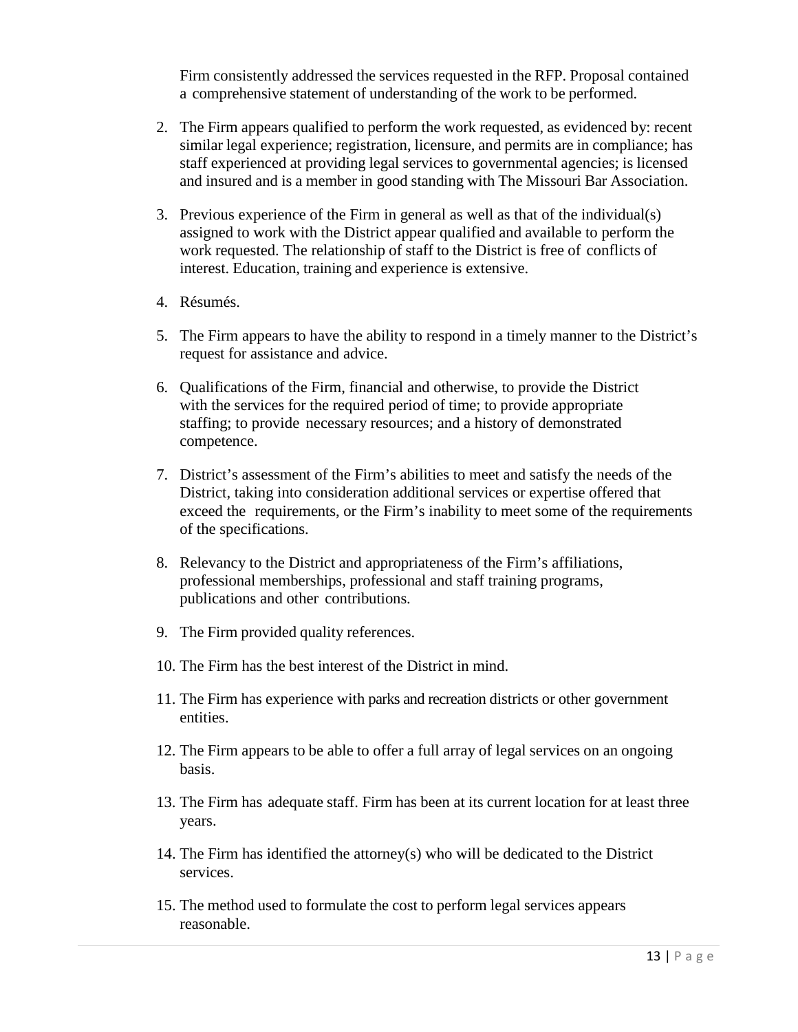Firm consistently addressed the services requested in the RFP. Proposal contained a comprehensive statement of understanding of the work to be performed.

2. The Firm appears qualified to perform the work requested, as evidenced by: recent similar legal experience; registration, licensure, and permits are in compliance; has staff experienced at providing legal services to governmental agencies; is licensed and insured and is a member in good standing with The Missouri Bar Association.

3. Previous experience of the Firm in general as well as that of the individual(s) assigned to work with the District appear qualified and available to perform the work requested. The relationship of staff to the District is free of conflicts of interest. Education, training and experience is extensive.

4. Résumés.

5. The Firm appears to have the ability to respond in a timely manner to the District's request for assistance and advice.

6. Qualifications of the Firm, financial and otherwise, to provide the District with the services for the required period of time; to provide appropriate staffing; to provide necessary resources; and a history of demonstrated competence.

7. District's assessment of the Firm's abilities to meet and satisfy the needs of the District, taking into consideration additional services or expertise offered that exceed the requirements, or the Firm's inability to meet some of the requirements of the specifications.

8. Relevancy to the District and appropriateness of the Firm's affiliations, professional memberships, professional and staff training programs, publications and other contributions.

9. The Firm provided quality references.

10. The Firm has the best interest of the District in mind.

11. The Firm has experience with parks and recreation districts or other government entities.

12. The Firm appears to be able to offer a full array of legal services on an ongoing basis.

13. The Firm has adequate staff. Firm has been at its current location for at least three years.

14. The Firm has identified the attorney(s) who will be dedicated to the District services.

15. The method used to formulate the cost to perform legal services appears reasonable.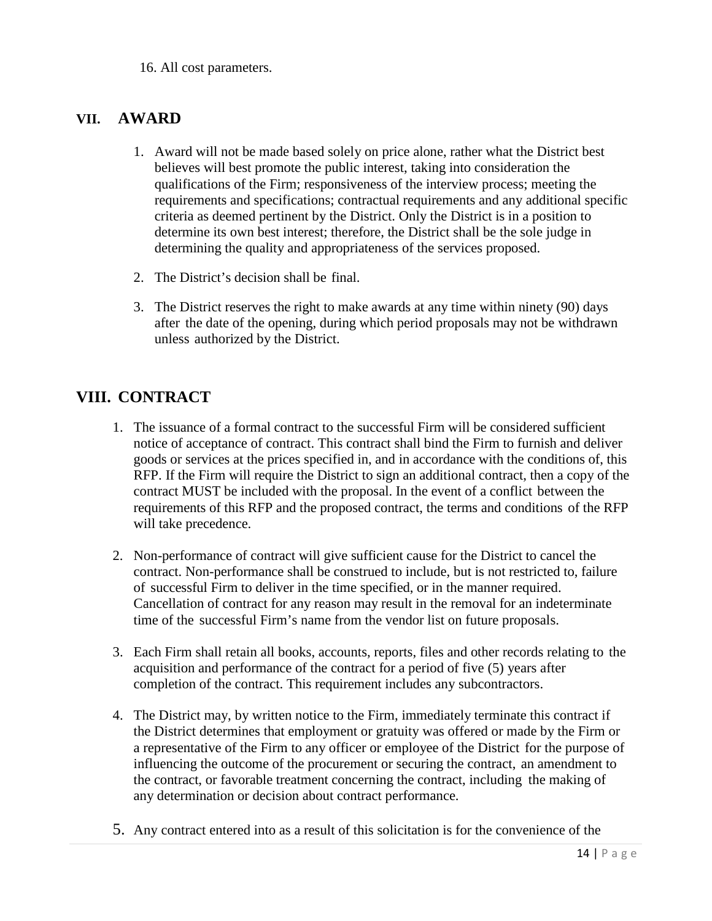16. All cost parameters.

## VII. AWARD

1. Award will not be made based solely on price alone, rather what the District best believes will best promote the public interest, taking into consideration the qualifications of the Firm; responsiveness of the interview process; meeting the requirements and specifications; contractual requirements and any additional specific criteria as deemed pertinent by the District. Only the District is in a position to determine its own best interest; therefore, the District shall be the sole judge in determining the quality and appropriateness of the services proposed.

2. The District's decision shall be final.

3. The District reserves the right to make awards at any time within ninety (90) days after the date of the opening, during which period proposals may not be withdrawn unless authorized by the District.

## VIII. CONTRACT

1. The issuance of a formal contract to the successful Firm will be considered sufficient notice of acceptance of contract. This contract shall bind the Firm to furnish and deliver goods or services at the prices specified in, and in accordance with the conditions of, this RFP. If the Firm will require the District to sign an additional contract, then a copy of the contract MUST be included with the proposal. In the event of a conflict between the requirements of this RFP and the proposed contract, the terms and conditions of the RFP will take precedence.

2. Non-performance of contract will give sufficient cause for the District to cancel the contract. Non-performance shall be construed to include, but is not restricted to, failure of successful Firm to deliver in the time specified, or in the manner required. Cancellation of contract for any reason may result in the removal for an indeterminate time of the successful Firm's name from the vendor list on future proposals.

3. Each Firm shall retain all books, accounts, reports, files and other records relating to the acquisition and performance of the contract for a period of five (5) years after completion of the contract. This requirement includes any subcontractors.

4. The District may, by written notice to the Firm, immediately terminate this contract if the District determines that employment or gratuity was offered or made by the Firm or a representative of the Firm to any officer or employee of the District for the purpose of influencing the outcome of the procurement or securing the contract, an amendment to the contract, or favorable treatment concerning the contract, including the making of any determination or decision about contract performance.

5. Any contract entered into as a result of this solicitation is for the convenience of the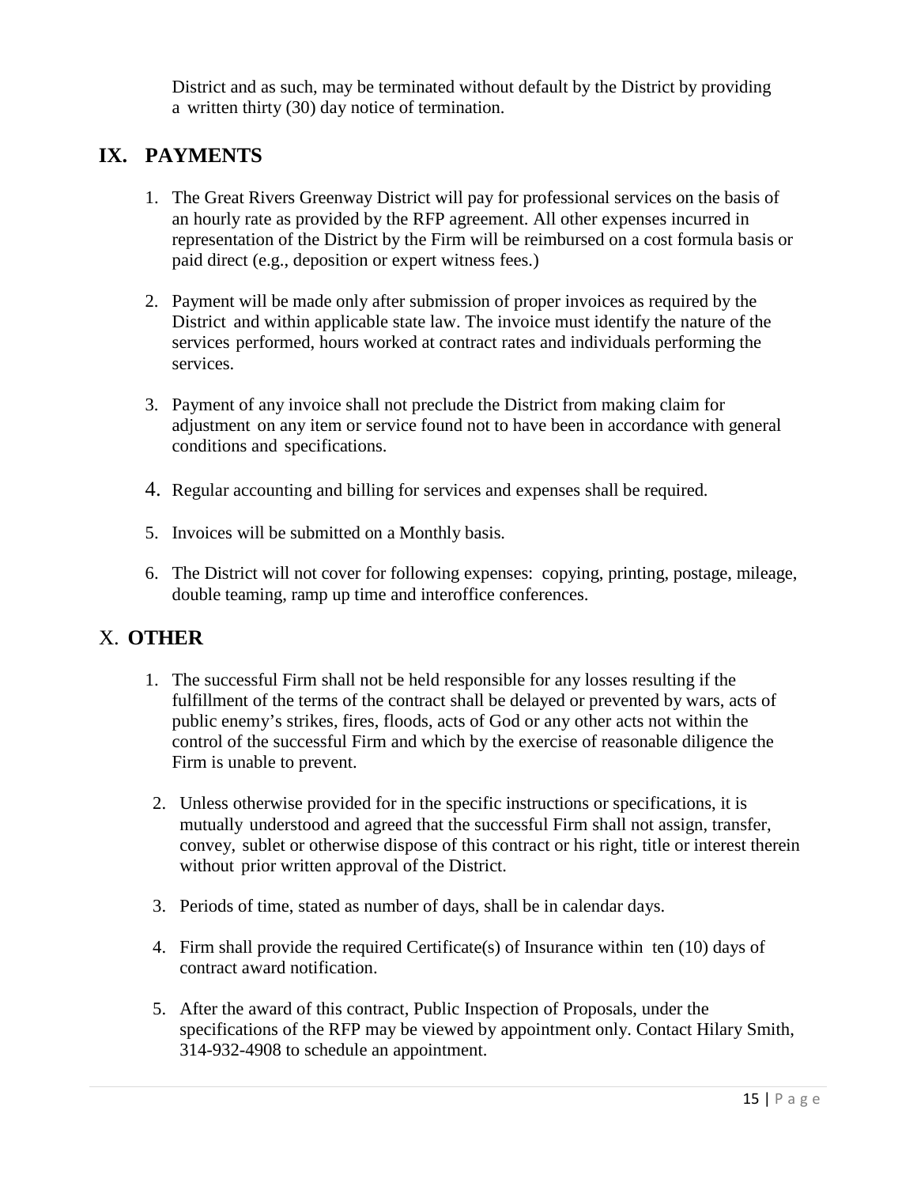District and as such, may be terminated without default by the District by providing a written thirty (30) day notice of termination.

## IX. PAYMENTS

1. The Great Rivers Greenway District will pay for professional services on the basis of an hourly rate as provided by the RFP agreement. All other expenses incurred in representation of the District by the Firm will be reimbursed on a cost formula basis or paid direct (e.g., deposition or expert witness fees.)

2. Payment will be made only after submission of proper invoices as required by the District and within applicable state law. The invoice must identify the nature of the services performed, hours worked at contract rates and individuals performing the services.

3. Payment of any invoice shall not preclude the District from making claim for adjustment on any item or service found not to have been in accordance with general conditions and specifications.

4. Regular accounting and billing for services and expenses shall be required.

5. Invoices will be submitted on a Monthly basis.

6. The District will not cover for following expenses: copying, printing, postage, mileage, double teaming, ramp up time and interoffice conferences.

## X. OTHER

1. The successful Firm shall not be held responsible for any losses resulting if the fulfillment of the terms of the contract shall be delayed or prevented by wars, acts of public enemy's strikes, fires, floods, acts of God or any other acts not within the control of the successful Firm and which by the exercise of reasonable diligence the Firm is unable to prevent.

2. Unless otherwise provided for in the specific instructions or specifications, it is mutually understood and agreed that the successful Firm shall not assign, transfer, convey, sublet or otherwise dispose of this contract or his right, title or interest therein without prior written approval of the District.

3. Periods of time, stated as number of days, shall be in calendar days.

4. Firm shall provide the required Certificate(s) of Insurance within ten (10) days of contract award notification.

5. After the award of this contract, Public Inspection of Proposals, under the specifications of the RFP may be viewed by appointment only. Contact Hilary Smith, 314-932-4908 to schedule an appointment.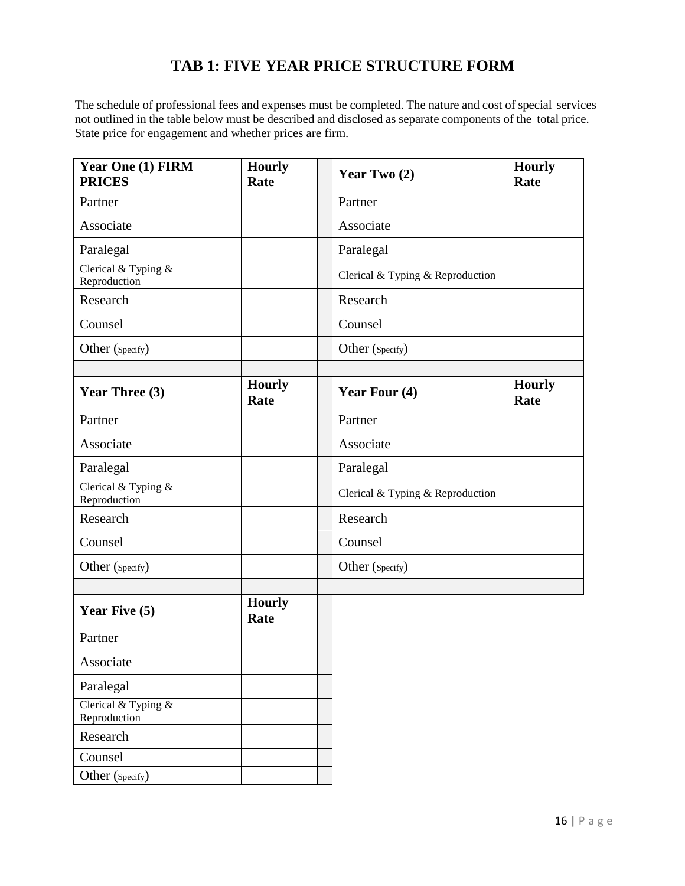# TAB 1: FIVE YEAR PRICE STRUCTURE FORM

The schedule of professional fees and expenses must be completed. The nature and cost of special services not outlined in the table below must be described and disclosed as separate components of the total price. State price for engagement and whether prices are firm.

| **Year One (1) FIRM PRICES** | **Hourly Rate** | | **Year Two (2)** | **Hourly Rate** |
|---|---|---|---|---|
| Partner | | | Partner | |
| Associate | | | Associate | |
| Paralegal | | | Paralegal | |
| Clerical & Typing & Reproduction | | | Clerical & Typing & Reproduction | |
| Research | | | Research | |
| Counsel | | | Counsel | |
| Other (Specify) | | | Other (Specify) | |
| | | | | |
| **Year Three (3)** | **Hourly Rate** | | **Year Four (4)** | **Hourly Rate** |
| Partner | | | Partner | |
| Associate | | | Associate | |
| Paralegal | | | Paralegal | |
| Clerical & Typing & Reproduction | | | Clerical & Typing & Reproduction | |
| Research | | | Research | |
| Counsel | | | Counsel | |
| Other (Specify) | | | Other (Specify) | |
| | | | | |
| **Year Five (5)** | **Hourly Rate** | | | |
| Partner | | | | |
| Associate | | | | |
| Paralegal | | | | |
| Clerical & Typing & Reproduction | | | | |
| Research | | | | |
| Counsel | | | | |
| Other (Specify) | | | | |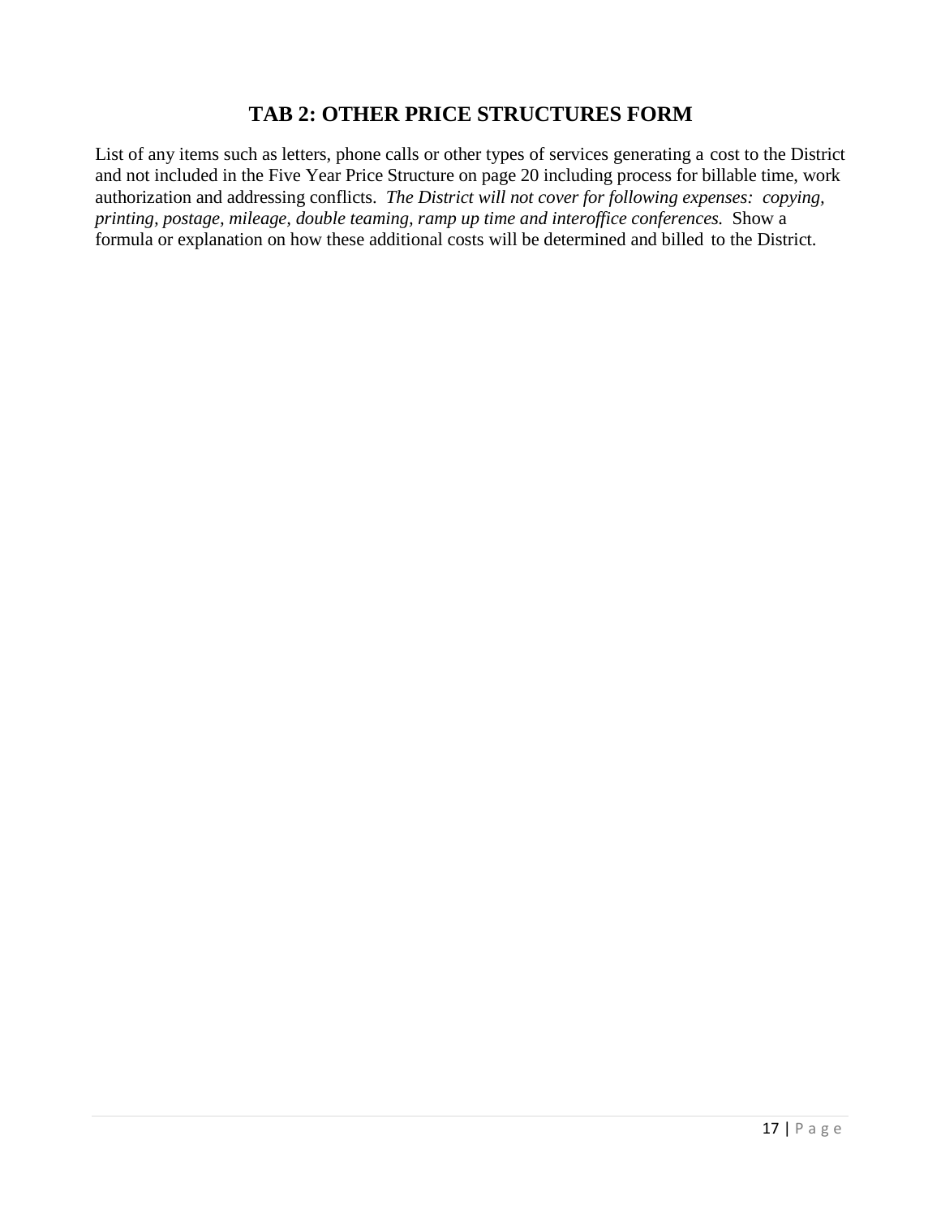# TAB 2: OTHER PRICE STRUCTURES FORM

List of any items such as letters, phone calls or other types of services generating a cost to the District and not included in the Five Year Price Structure on page 20 including process for billable time, work authorization and addressing conflicts. *The District will not cover for following expenses: copying, printing, postage, mileage, double teaming, ramp up time and interoffice conferences.* Show a formula or explanation on how these additional costs will be determined and billed to the District.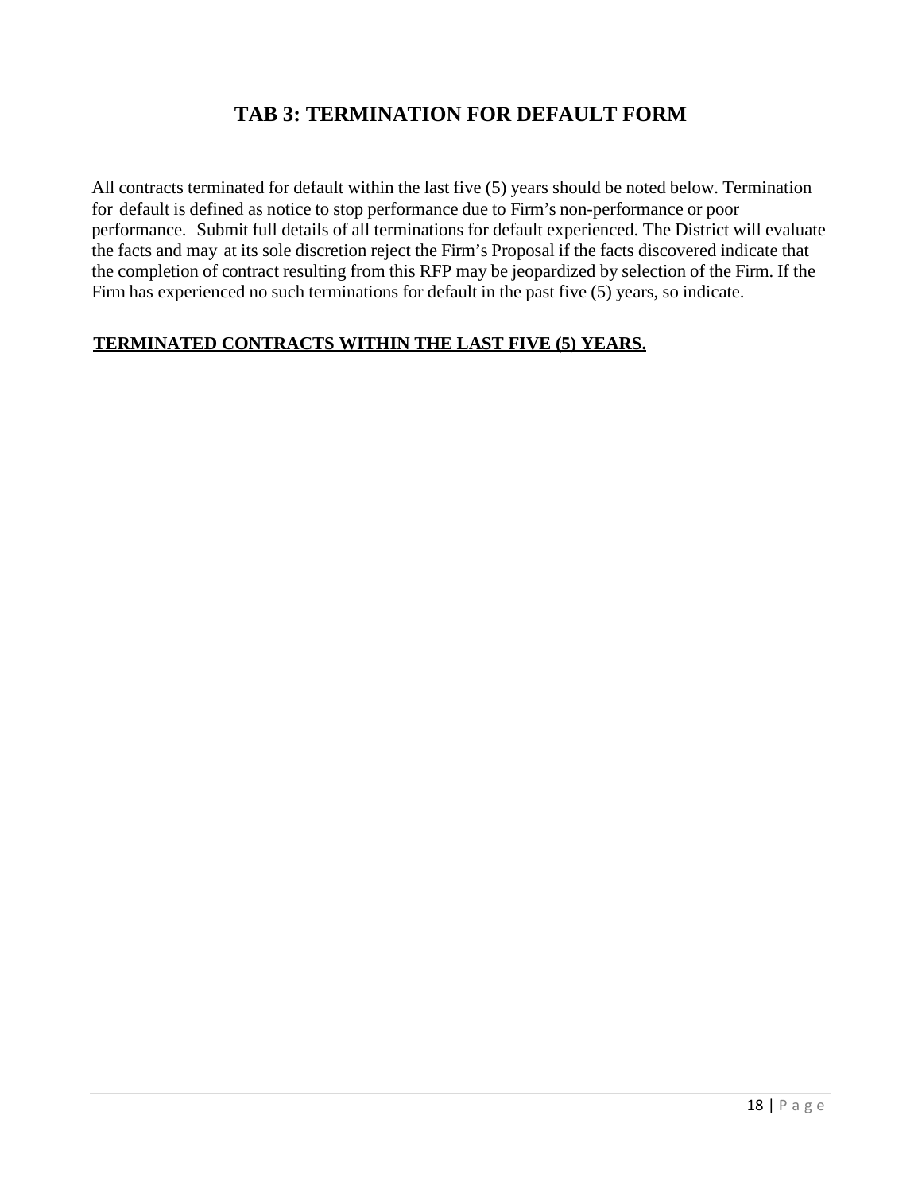## TAB 3: TERMINATION FOR DEFAULT FORM

All contracts terminated for default within the last five (5) years should be noted below. Termination for default is defined as notice to stop performance due to Firm's non-performance or poor performance. Submit full details of all terminations for default experienced. The District will evaluate the facts and may at its sole discretion reject the Firm's Proposal if the facts discovered indicate that the completion of contract resulting from this RFP may be jeopardized by selection of the Firm. If the Firm has experienced no such terminations for default in the past five (5) years, so indicate.

**TERMINATED CONTRACTS WITHIN THE LAST FIVE (5) YEARS.**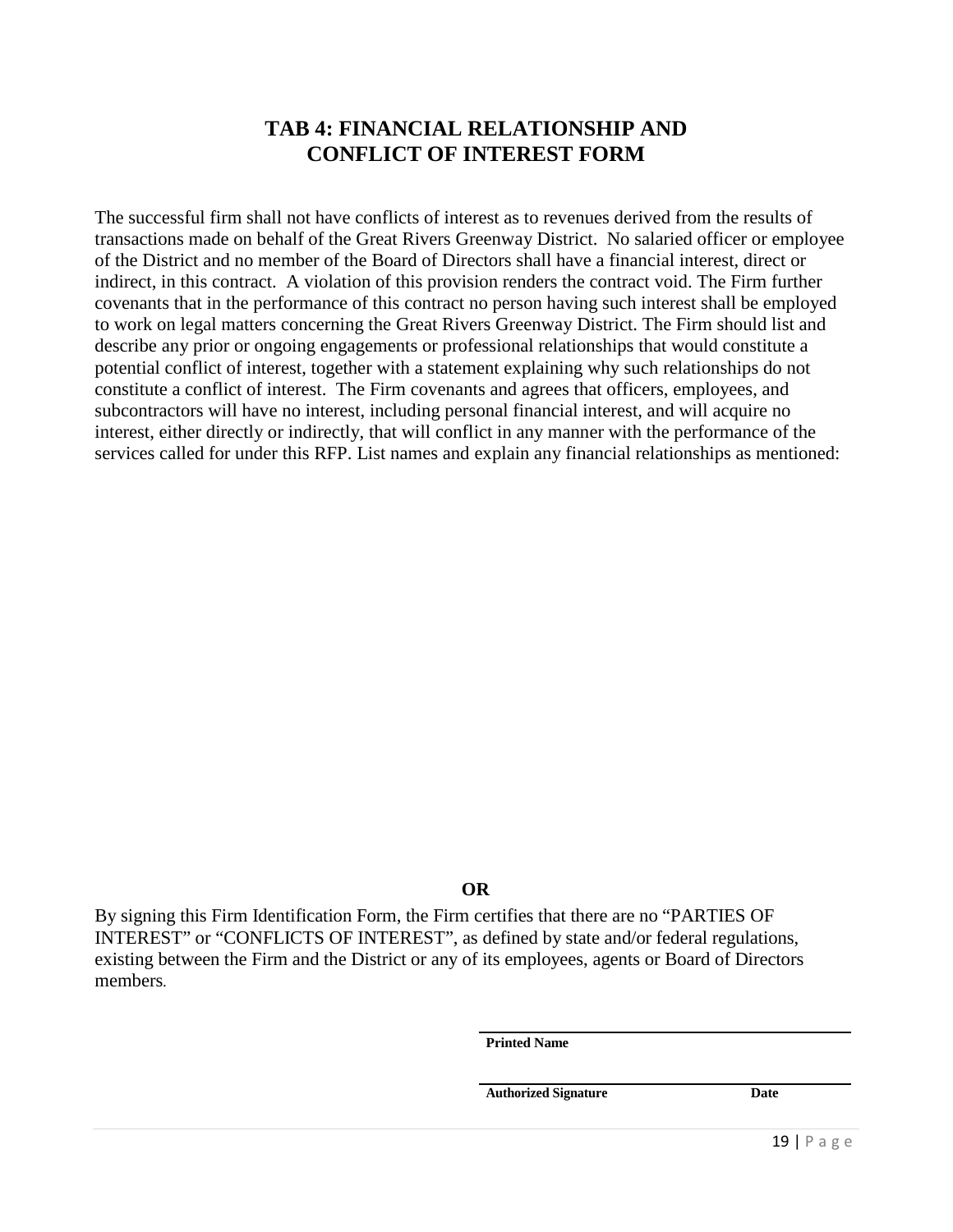# TAB 4: FINANCIAL RELATIONSHIP AND CONFLICT OF INTEREST FORM

The successful firm shall not have conflicts of interest as to revenues derived from the results of transactions made on behalf of the Great Rivers Greenway District. No salaried officer or employee of the District and no member of the Board of Directors shall have a financial interest, direct or indirect, in this contract. A violation of this provision renders the contract void. The Firm further covenants that in the performance of this contract no person having such interest shall be employed to work on legal matters concerning the Great Rivers Greenway District. The Firm should list and describe any prior or ongoing engagements or professional relationships that would constitute a potential conflict of interest, together with a statement explaining why such relationships do not constitute a conflict of interest. The Firm covenants and agrees that officers, employees, and subcontractors will have no interest, including personal financial interest, and will acquire no interest, either directly or indirectly, that will conflict in any manner with the performance of the services called for under this RFP. List names and explain any financial relationships as mentioned:

**OR**

By signing this Firm Identification Form, the Firm certifies that there are no "PARTIES OF INTEREST" or "CONFLICTS OF INTEREST", as defined by state and/or federal regulations, existing between the Firm and the District or any of its employees, agents or Board of Directors members.

**Printed Name**

**Authorized Signature** **Date**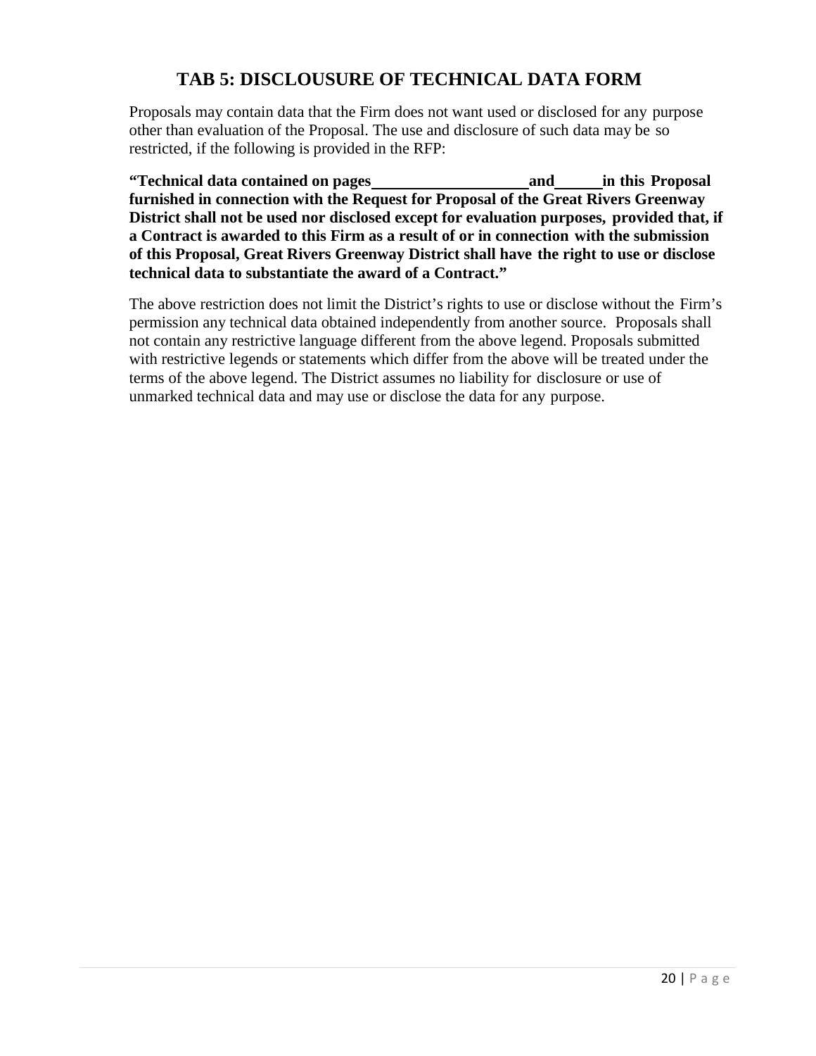## TAB 5: DISCLOUSURE OF TECHNICAL DATA FORM

Proposals may contain data that the Firm does not want used or disclosed for any purpose other than evaluation of the Proposal. The use and disclosure of such data may be so restricted, if the following is provided in the RFP:

**"Technical data contained on pages \_\_\_\_\_\_\_\_\_\_\_\_\_\_\_\_\_\_\_\_ and \_\_\_\_\_\_ in this Proposal furnished in connection with the Request for Proposal of the Great Rivers Greenway District shall not be used nor disclosed except for evaluation purposes, provided that, if a Contract is awarded to this Firm as a result of or in connection with the submission of this Proposal, Great Rivers Greenway District shall have the right to use or disclose technical data to substantiate the award of a Contract."**

The above restriction does not limit the District's rights to use or disclose without the Firm's permission any technical data obtained independently from another source. Proposals shall not contain any restrictive language different from the above legend. Proposals submitted with restrictive legends or statements which differ from the above will be treated under the terms of the above legend. The District assumes no liability for disclosure or use of unmarked technical data and may use or disclose the data for any purpose.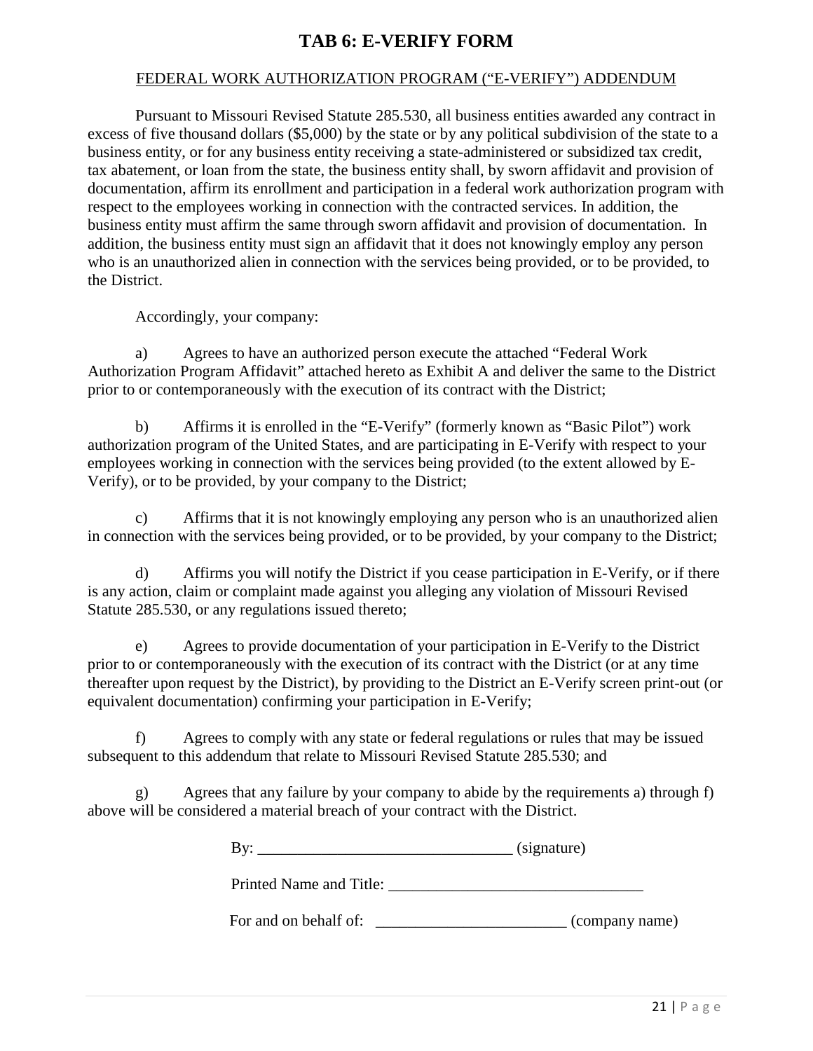# TAB 6: E-VERIFY FORM

FEDERAL WORK AUTHORIZATION PROGRAM ("E-VERIFY") ADDENDUM

Pursuant to Missouri Revised Statute 285.530, all business entities awarded any contract in excess of five thousand dollars ($5,000) by the state or by any political subdivision of the state to a business entity, or for any business entity receiving a state-administered or subsidized tax credit, tax abatement, or loan from the state, the business entity shall, by sworn affidavit and provision of documentation, affirm its enrollment and participation in a federal work authorization program with respect to the employees working in connection with the contracted services. In addition, the business entity must affirm the same through sworn affidavit and provision of documentation. In addition, the business entity must sign an affidavit that it does not knowingly employ any person who is an unauthorized alien in connection with the services being provided, or to be provided, to the District.

Accordingly, your company:

a) Agrees to have an authorized person execute the attached "Federal Work Authorization Program Affidavit" attached hereto as Exhibit A and deliver the same to the District prior to or contemporaneously with the execution of its contract with the District;

b) Affirms it is enrolled in the "E-Verify" (formerly known as "Basic Pilot") work authorization program of the United States, and are participating in E-Verify with respect to your employees working in connection with the services being provided (to the extent allowed by E-Verify), or to be provided, by your company to the District;

c) Affirms that it is not knowingly employing any person who is an unauthorized alien in connection with the services being provided, or to be provided, by your company to the District;

d) Affirms you will notify the District if you cease participation in E-Verify, or if there is any action, claim or complaint made against you alleging any violation of Missouri Revised Statute 285.530, or any regulations issued thereto;

e) Agrees to provide documentation of your participation in E-Verify to the District prior to or contemporaneously with the execution of its contract with the District (or at any time thereafter upon request by the District), by providing to the District an E-Verify screen print-out (or equivalent documentation) confirming your participation in E-Verify;

f) Agrees to comply with any state or federal regulations or rules that may be issued subsequent to this addendum that relate to Missouri Revised Statute 285.530; and

g) Agrees that any failure by your company to abide by the requirements a) through f) above will be considered a material breach of your contract with the District.

By: ________________________________ (signature)

Printed Name and Title: ________________________________

For and on behalf of: ________________________ (company name)